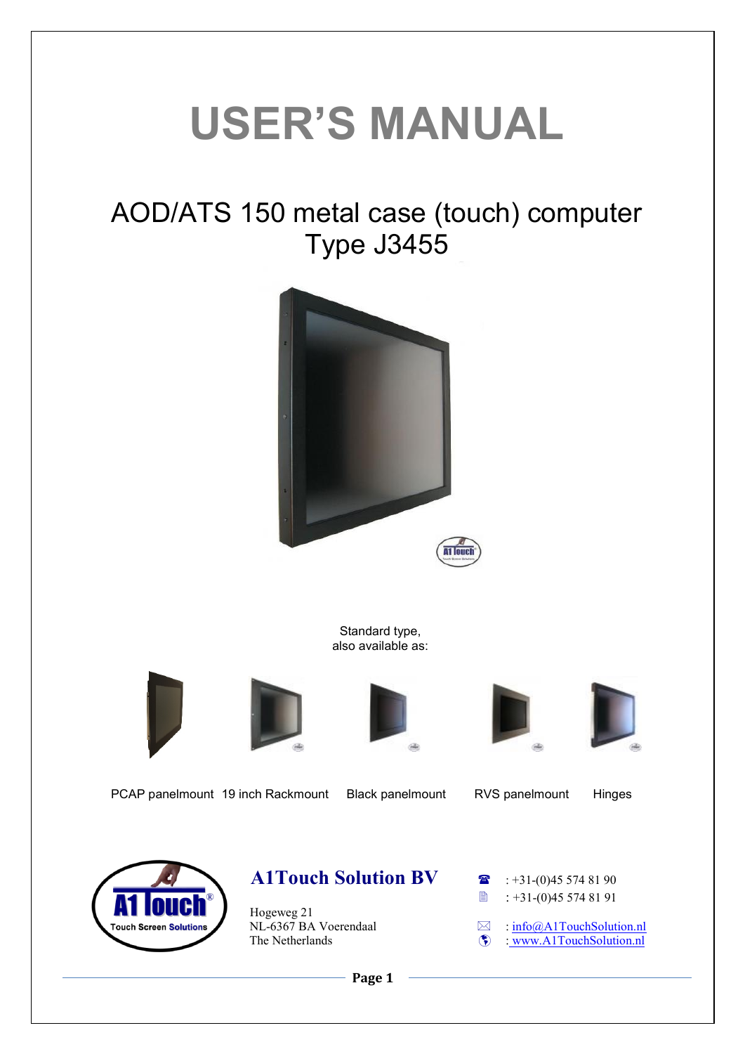# USER'S MANUAL

## AOD/ATS 150 metal case (touch) computer Type J3455

Standard type,
also available as:

PCAP panelmount | 19 inch Rackmount | Black panelmount | RVS panelmount | Hinges

**A1Touch Solution BV**

Hogeweg 21
NL-6367 BA Voerendaal
The Netherlands

: +31-(0)45 574 81 90
: +31-(0)45 574 81 91

: info@A1TouchSolution.nl
: www.A1TouchSolution.nl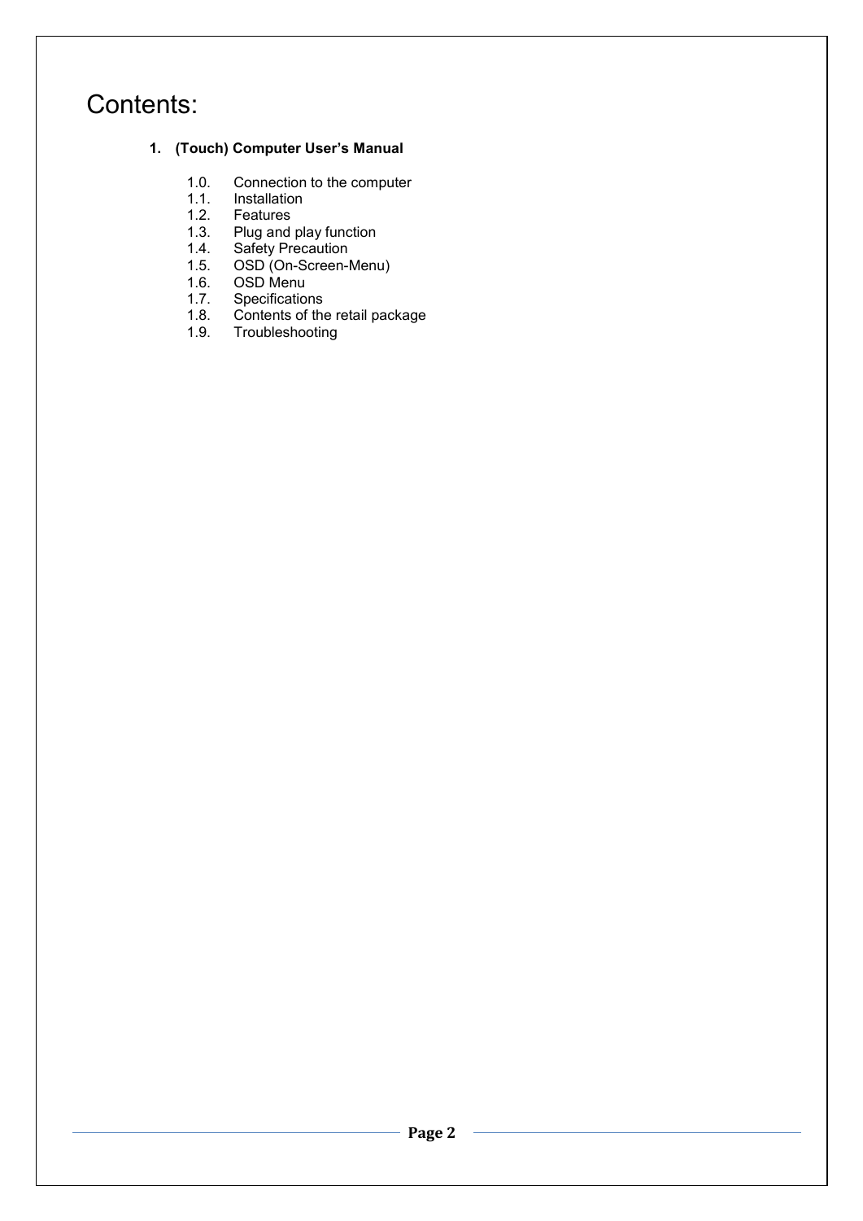# Contents:

1. **(Touch) Computer User's Manual**

    1.0. Connection to the computer
    1.1. Installation
    1.2. Features
    1.3. Plug and play function
    1.4. Safety Precaution
    1.5. OSD (On-Screen-Menu)
    1.6. OSD Menu
    1.7. Specifications
    1.8. Contents of the retail package
    1.9. Troubleshooting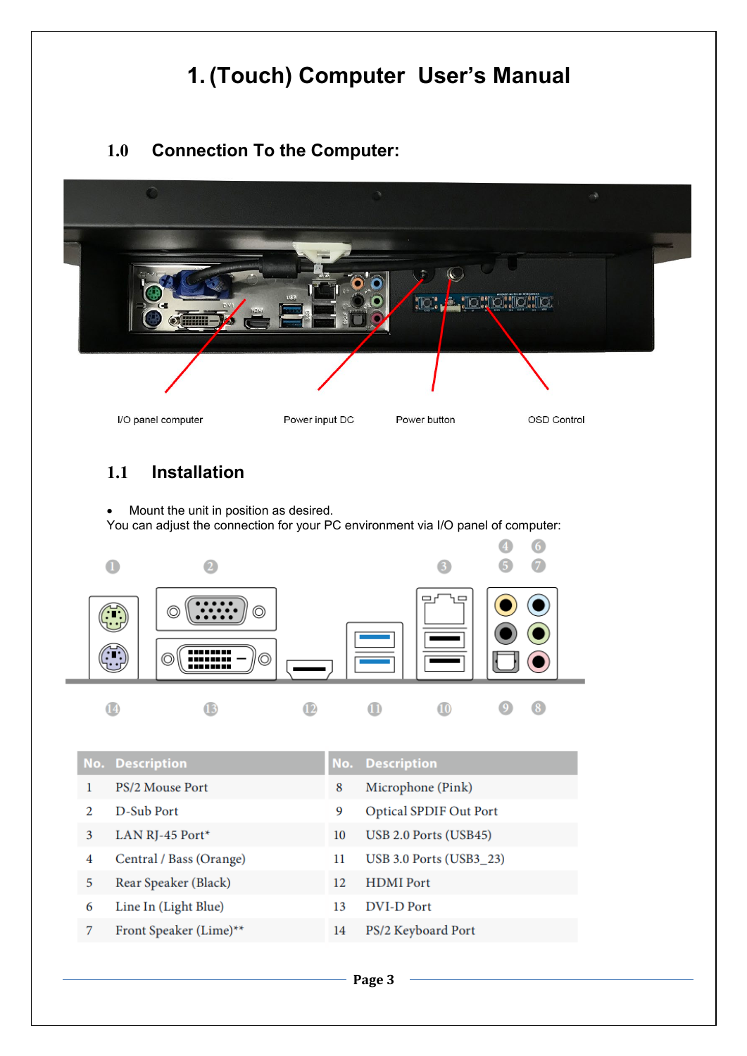# 1. (Touch) Computer User's Manual

## 1.0 Connection To the Computer:

I/O panel computer    Power input DC    Power button    OSD Control

## 1.1 Installation

- Mount the unit in position as desired.

You can adjust the connection for your PC environment via I/O panel of computer:

| No. | Description | No. | Description |
|---|---|---|---|
| 1 | PS/2 Mouse Port | 8 | Microphone (Pink) |
| 2 | D-Sub Port | 9 | Optical SPDIF Out Port |
| 3 | LAN RJ-45 Port* | 10 | USB 2.0 Ports (USB45) |
| 4 | Central / Bass (Orange) | 11 | USB 3.0 Ports (USB3_23) |
| 5 | Rear Speaker (Black) | 12 | HDMI Port |
| 6 | Line In (Light Blue) | 13 | DVI-D Port |
| 7 | Front Speaker (Lime)** | 14 | PS/2 Keyboard Port |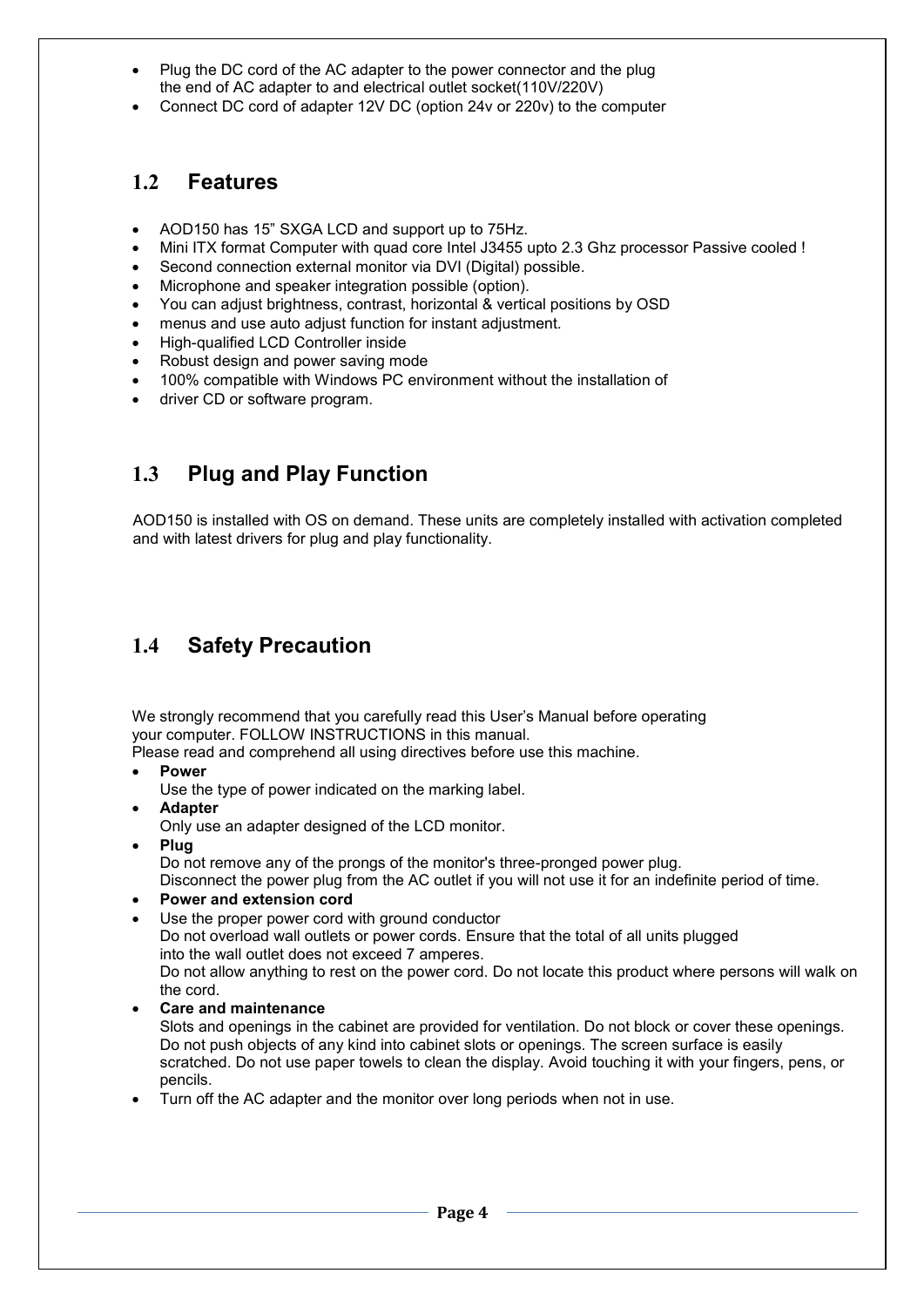- Plug the DC cord of the AC adapter to the power connector and the plug the end of AC adapter to and electrical outlet socket(110V/220V)
- Connect DC cord of adapter 12V DC (option 24v or 220v) to the computer

## 1.2 Features

- AOD150 has 15" SXGA LCD and support up to 75Hz.
- Mini ITX format Computer with quad core Intel J3455 upto 2.3 Ghz processor Passive cooled !
- Second connection external monitor via DVI (Digital) possible.
- Microphone and speaker integration possible (option).
- You can adjust brightness, contrast, horizontal & vertical positions by OSD
- menus and use auto adjust function for instant adjustment.
- High-qualified LCD Controller inside
- Robust design and power saving mode
- 100% compatible with Windows PC environment without the installation of
- driver CD or software program.

## 1.3 Plug and Play Function

AOD150 is installed with OS on demand. These units are completely installed with activation completed and with latest drivers for plug and play functionality.

## 1.4 Safety Precaution

We strongly recommend that you carefully read this User's Manual before operating your computer. FOLLOW INSTRUCTIONS in this manual.
Please read and comprehend all using directives before use this machine.

- **Power**
  Use the type of power indicated on the marking label.
- **Adapter**
  Only use an adapter designed of the LCD monitor.
- **Plug**
  Do not remove any of the prongs of the monitor's three-pronged power plug.
  Disconnect the power plug from the AC outlet if you will not use it for an indefinite period of time.
- **Power and extension cord**
- Use the proper power cord with ground conductor
  Do not overload wall outlets or power cords. Ensure that the total of all units plugged into the wall outlet does not exceed 7 amperes.
  Do not allow anything to rest on the power cord. Do not locate this product where persons will walk on the cord.
- **Care and maintenance**
  Slots and openings in the cabinet are provided for ventilation. Do not block or cover these openings. Do not push objects of any kind into cabinet slots or openings. The screen surface is easily scratched. Do not use paper towels to clean the display. Avoid touching it with your fingers, pens, or pencils.
- Turn off the AC adapter and the monitor over long periods when not in use.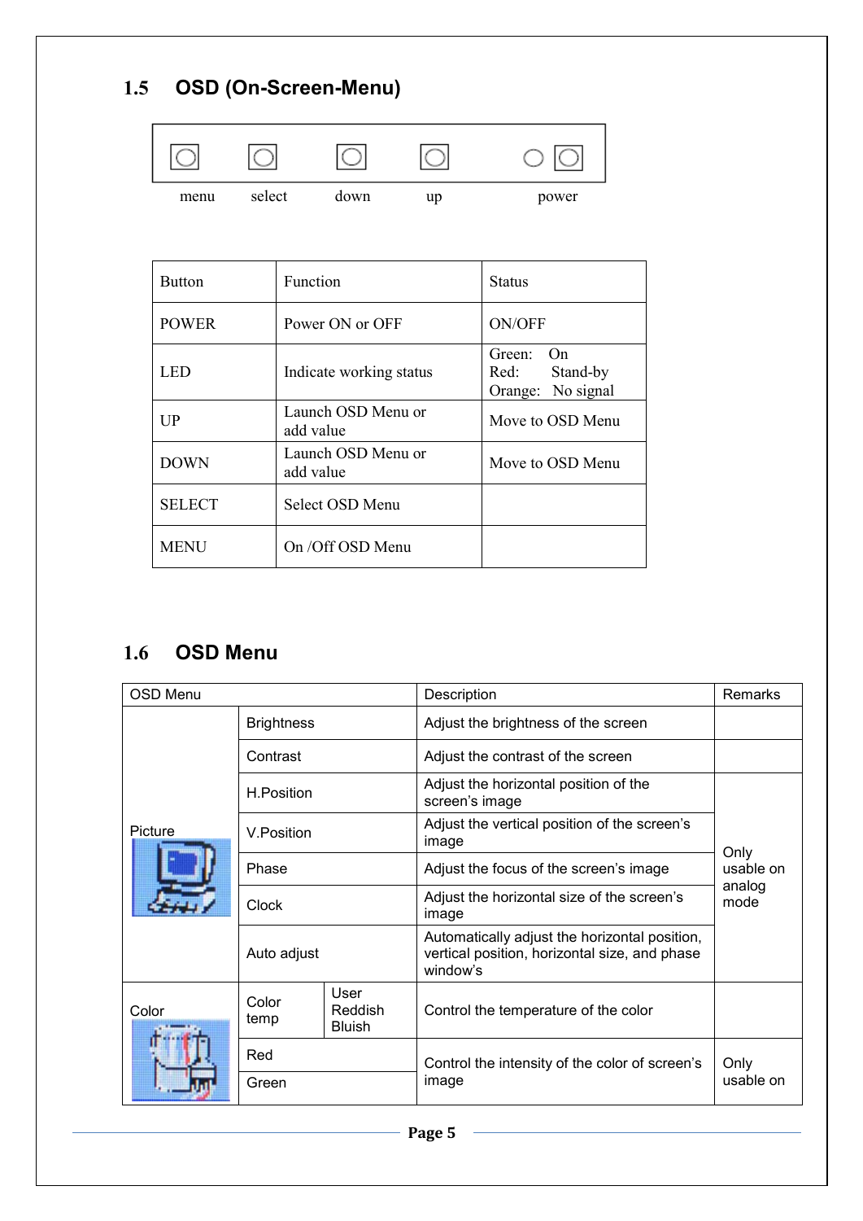## 1.5 OSD (On-Screen-Menu)

menu select down up power

| Button | Function | Status |
|---|---|---|
| POWER | Power ON or OFF | ON/OFF |
| LED | Indicate working status | Green: On<br>Red: Stand-by<br>Orange: No signal |
| UP | Launch OSD Menu or add value | Move to OSD Menu |
| DOWN | Launch OSD Menu or add value | Move to OSD Menu |
| SELECT | Select OSD Menu | |
| MENU | On /Off OSD Menu | |

## 1.6 OSD Menu

| OSD Menu | | | Description | Remarks |
|---|---|---|---|---|
| Picture | Brightness | | Adjust the brightness of the screen | |
| | Contrast | | Adjust the contrast of the screen | |
| | H.Position | | Adjust the horizontal position of the screen's image | Only usable on analog mode |
| | V.Position | | Adjust the vertical position of the screen's image | |
| | Phase | | Adjust the focus of the screen's image | |
| | Clock | | Adjust the horizontal size of the screen's image | |
| | Auto adjust | | Automatically adjust the horizontal position, vertical position, horizontal size, and phase window's | |
| Color | Color temp | User<br>Reddish<br>Bluish | Control the temperature of the color | |
| | Red | | Control the intensity of the color of screen's image | Only usable on |
| | Green | | | |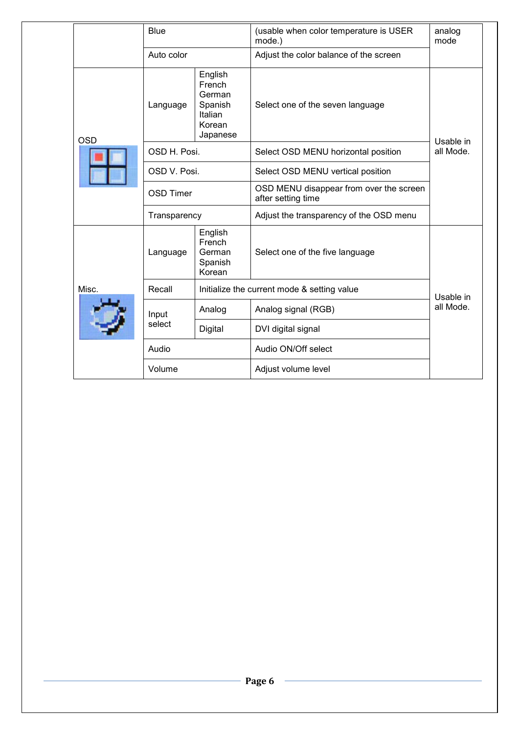| | | | | |
|---|---|---|---|---|
| | Blue | | (usable when color temperature is USER mode.) | analog mode |
| | Auto color | | Adjust the color balance of the screen | |
| OSD | Language | English<br>French<br>German<br>Spanish<br>Italian<br>Korean<br>Japanese | Select one of the seven language | Usable in all Mode. |
| | OSD H. Posi. | | Select OSD MENU horizontal position | |
| | OSD V. Posi. | | Select OSD MENU vertical position | |
| | OSD Timer | | OSD MENU disappear from over the screen after setting time | |
| | Transparency | | Adjust the transparency of the OSD menu | |
| Misc. | Language | English<br>French<br>German<br>Spanish<br>Korean | Select one of the five language | Usable in all Mode. |
| | Recall | Initialize the current mode & setting value | | |
| | Input select | Analog | Analog signal (RGB) | |
| | | Digital | DVI digital signal | |
| | Audio | | Audio ON/Off select | |
| | Volume | | Adjust volume level | |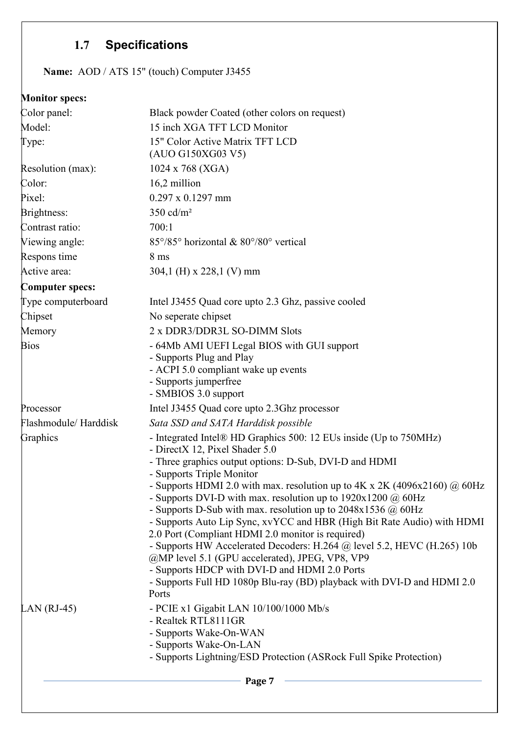## 1.7 Specifications

**Name:** AOD / ATS 15" (touch) Computer J3455

| **Monitor specs:** | |
|---|---|
| Color panel: | Black powder Coated (other colors on request) |
| Model: | 15 inch XGA TFT LCD Monitor |
| Type: | 15" Color Active Matrix TFT LCD<br>(AUO G150XG03 V5) |
| Resolution (max): | 1024 x 768 (XGA) |
| Color: | 16,2 million |
| Pixel: | 0.297 x 0.1297 mm |
| Brightness: | 350 cd/m² |
| Contrast ratio: | 700:1 |
| Viewing angle: | 85°/85° horizontal & 80°/80° vertical |
| Respons time | 8 ms |
| Active area: | 304,1 (H) x 228,1 (V) mm |
| **Computer specs:** | |
| Type computerboard | Intel J3455 Quad core upto 2.3 Ghz, passive cooled |
| Chipset | No seperate chipset |
| Memory | 2 x DDR3/DDR3L SO-DIMM Slots |
| Bios | - 64Mb AMI UEFI Legal BIOS with GUI support<br>- Supports Plug and Play<br>- ACPI 5.0 compliant wake up events<br>- Supports jumperfree<br>- SMBIOS 3.0 support |
| Processor | Intel J3455 Quad core upto 2.3Ghz processor |
| Flashmodule/ Harddisk | *Sata SSD and SATA Harddisk possible* |
| Graphics | - Integrated Intel® HD Graphics 500: 12 EUs inside (Up to 750MHz)<br>- DirectX 12, Pixel Shader 5.0<br>- Three graphics output options: D-Sub, DVI-D and HDMI<br>- Supports Triple Monitor<br>- Supports HDMI 2.0 with max. resolution up to 4K x 2K (4096x2160) @ 60Hz<br>- Supports DVI-D with max. resolution up to 1920x1200 @ 60Hz<br>- Supports D-Sub with max. resolution up to 2048x1536 @ 60Hz<br>- Supports Auto Lip Sync, xvYCC and HBR (High Bit Rate Audio) with HDMI 2.0 Port (Compliant HDMI 2.0 monitor is required)<br>- Supports HW Accelerated Decoders: H.264 @ level 5.2, HEVC (H.265) 10b @MP level 5.1 (GPU accelerated), JPEG, VP8, VP9<br>- Supports HDCP with DVI-D and HDMI 2.0 Ports<br>- Supports Full HD 1080p Blu-ray (BD) playback with DVI-D and HDMI 2.0 Ports |
| LAN (RJ-45) | - PCIE x1 Gigabit LAN 10/100/1000 Mb/s<br>- Realtek RTL8111GR<br>- Supports Wake-On-WAN<br>- Supports Wake-On-LAN<br>- Supports Lightning/ESD Protection (ASRock Full Spike Protection) |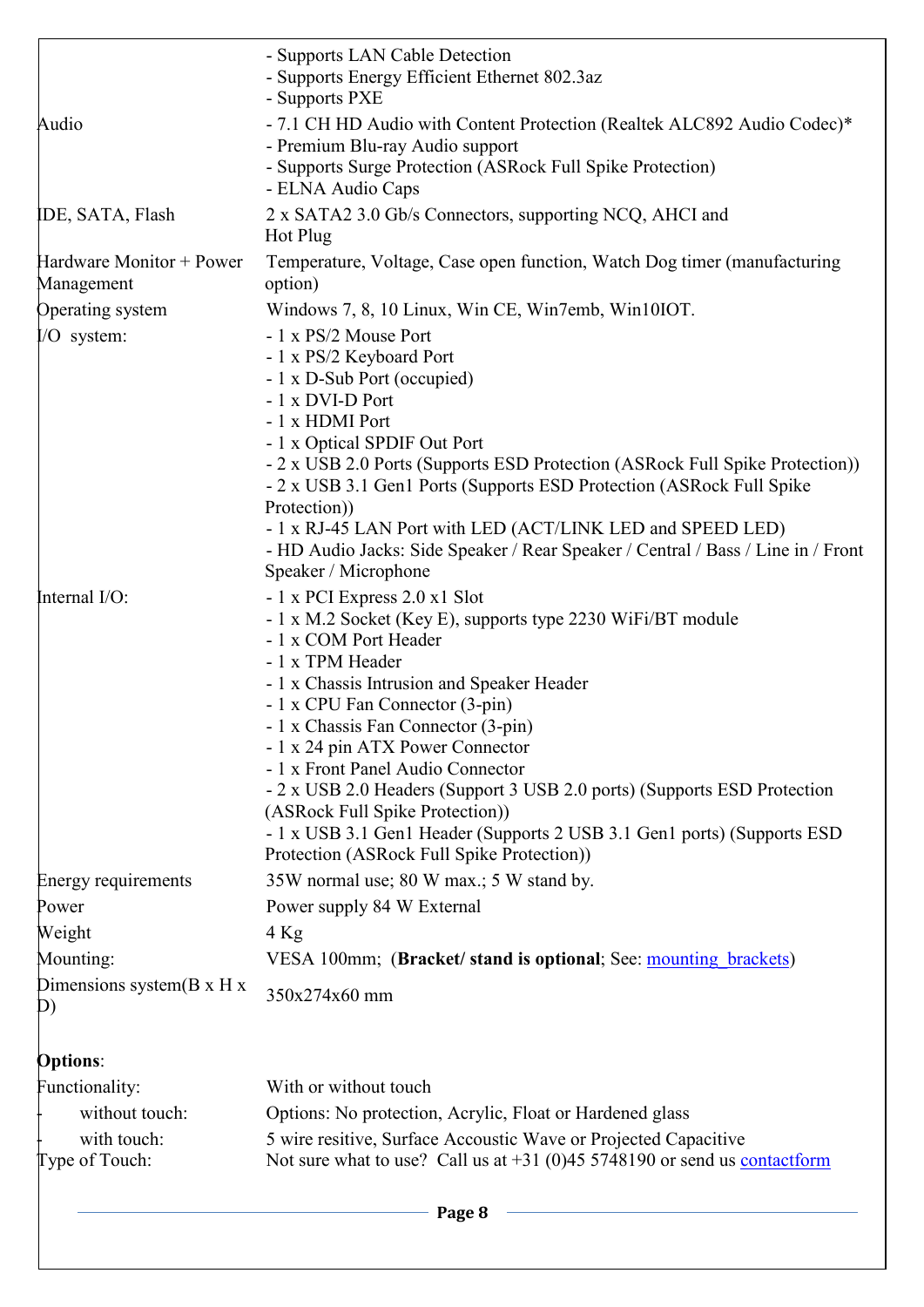| | |
|---|---|
| | - Supports LAN Cable Detection<br>- Supports Energy Efficient Ethernet 802.3az<br>- Supports PXE |
| Audio | - 7.1 CH HD Audio with Content Protection (Realtek ALC892 Audio Codec)*<br>- Premium Blu-ray Audio support<br>- Supports Surge Protection (ASRock Full Spike Protection)<br>- ELNA Audio Caps |
| IDE, SATA, Flash | 2 x SATA2 3.0 Gb/s Connectors, supporting NCQ, AHCI and Hot Plug |
| Hardware Monitor + Power Management | Temperature, Voltage, Case open function, Watch Dog timer (manufacturing option) |
| Operating system | Windows 7, 8, 10 Linux, Win CE, Win7emb, Win10IOT. |
| I/O system: | - 1 x PS/2 Mouse Port<br>- 1 x PS/2 Keyboard Port<br>- 1 x D-Sub Port (occupied)<br>- 1 x DVI-D Port<br>- 1 x HDMI Port<br>- 1 x Optical SPDIF Out Port<br>- 2 x USB 2.0 Ports (Supports ESD Protection (ASRock Full Spike Protection))<br>- 2 x USB 3.1 Gen1 Ports (Supports ESD Protection (ASRock Full Spike Protection))<br>- 1 x RJ-45 LAN Port with LED (ACT/LINK LED and SPEED LED)<br>- HD Audio Jacks: Side Speaker / Rear Speaker / Central / Bass / Line in / Front Speaker / Microphone |
| Internal I/O: | - 1 x PCI Express 2.0 x1 Slot<br>- 1 x M.2 Socket (Key E), supports type 2230 WiFi/BT module<br>- 1 x COM Port Header<br>- 1 x TPM Header<br>- 1 x Chassis Intrusion and Speaker Header<br>- 1 x CPU Fan Connector (3-pin)<br>- 1 x Chassis Fan Connector (3-pin)<br>- 1 x 24 pin ATX Power Connector<br>- 1 x Front Panel Audio Connector<br>- 2 x USB 2.0 Headers (Support 3 USB 2.0 ports) (Supports ESD Protection (ASRock Full Spike Protection))<br>- 1 x USB 3.1 Gen1 Header (Supports 2 USB 3.1 Gen1 ports) (Supports ESD Protection (ASRock Full Spike Protection)) |
| Energy requirements | 35W normal use; 80 W max.; 5 W stand by. |
| Power | Power supply 84 W External |
| Weight | 4 Kg |
| Mounting: | VESA 100mm; (**Bracket/ stand is optional**; See: mounting_brackets) |
| Dimensions system(B x H x D) | 350x274x60 mm |

**Options**:

| | |
|---|---|
| Functionality: | With or without touch |
| - without touch: | Options: No protection, Acrylic, Float or Hardened glass |
| - with touch: | 5 wire resitive, Surface Accoustic Wave or Projected Capacitive |
| Type of Touch: | Not sure what to use? Call us at +31 (0)45 5748190 or send us contactform |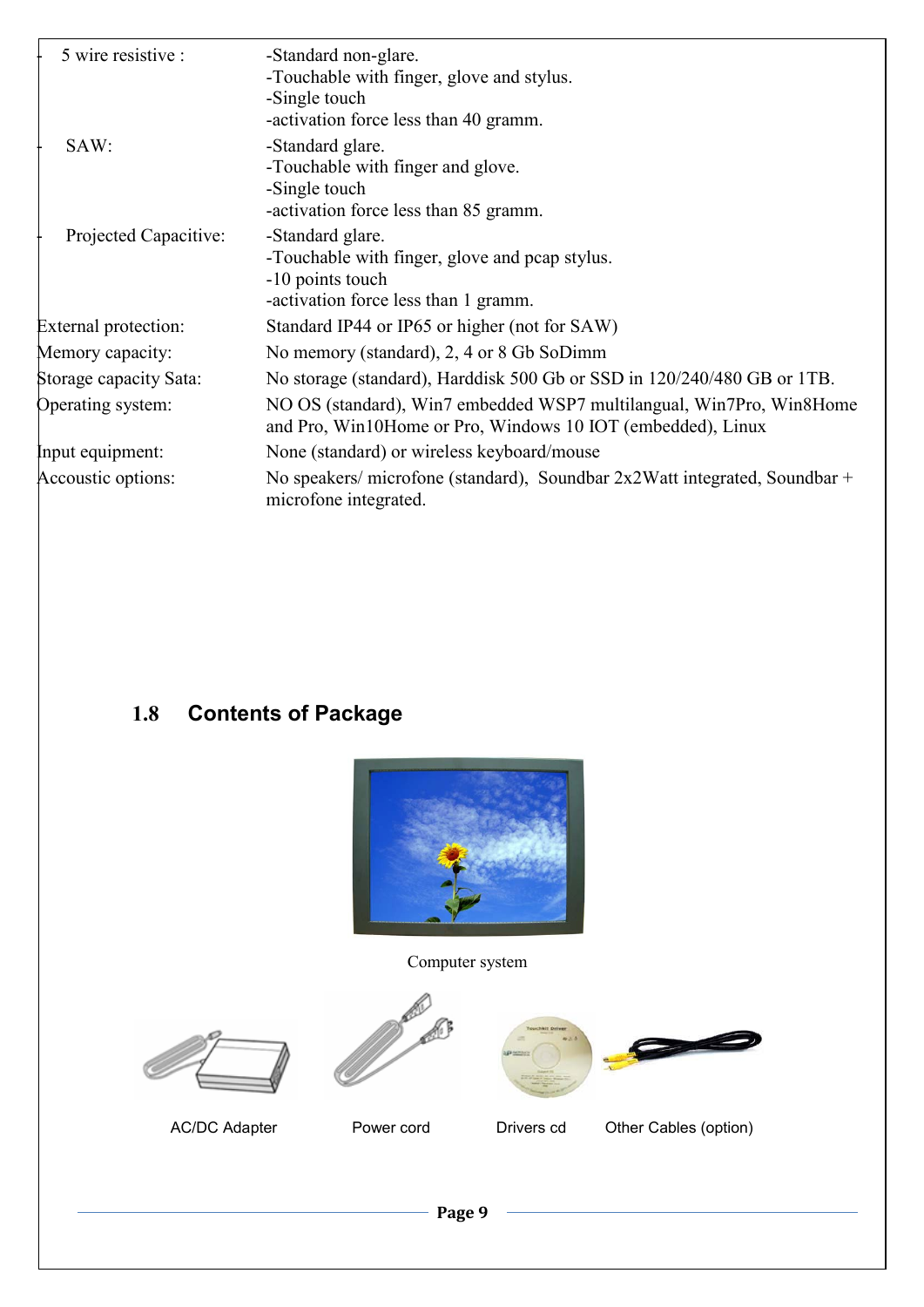| | |
|---|---|
| - 5 wire resistive : | -Standard non-glare.<br>-Touchable with finger, glove and stylus.<br>-Single touch<br>-activation force less than 40 gramm. |
| - SAW: | -Standard glare.<br>-Touchable with finger and glove.<br>-Single touch<br>-activation force less than 85 gramm. |
| - Projected Capacitive: | -Standard glare.<br>-Touchable with finger, glove and pcap stylus.<br>-10 points touch<br>-activation force less than 1 gramm. |
| External protection: | Standard IP44 or IP65 or higher (not for SAW) |
| Memory capacity: | No memory (standard), 2, 4 or 8 Gb SoDimm |
| Storage capacity Sata: | No storage (standard), Harddisk 500 Gb or SSD in 120/240/480 GB or 1TB. |
| Operating system: | NO OS (standard), Win7 embedded WSP7 multilangual, Win7Pro, Win8Home and Pro, Win10Home or Pro, Windows 10 IOT (embedded), Linux |
| Input equipment: | None (standard) or wireless keyboard/mouse |
| Accoustic options: | No speakers/ microfone (standard), Soundbar 2x2Watt integrated, Soundbar + microfone integrated. |

## 1.8 Contents of Package

Computer system

AC/DC Adapter

Power cord

Drivers cd

Other Cables (option)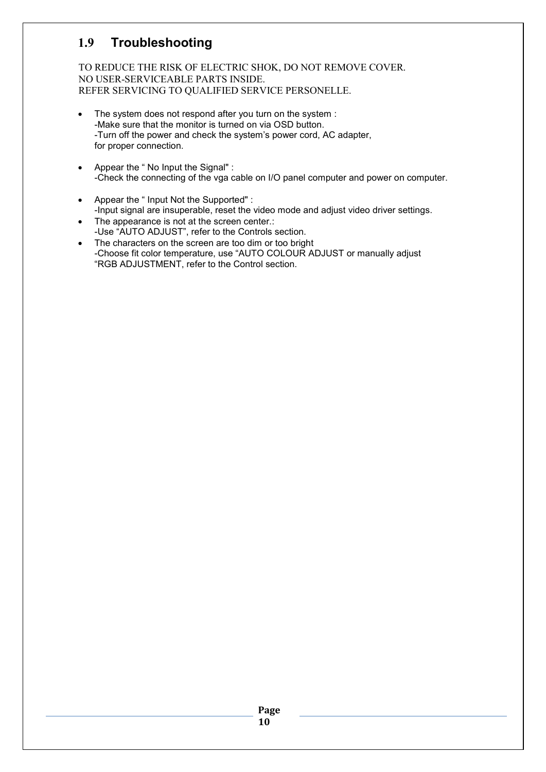## 1.9 Troubleshooting

TO REDUCE THE RISK OF ELECTRIC SHOK, DO NOT REMOVE COVER.
NO USER-SERVICEABLE PARTS INSIDE.
REFER SERVICING TO QUALIFIED SERVICE PERSONELLE.

- The system does not respond after you turn on the system :
  -Make sure that the monitor is turned on via OSD button.
  -Turn off the power and check the system's power cord, AC adapter, for proper connection.

- Appear the " No Input the Signal" :
  -Check the connecting of the vga cable on I/O panel computer and power on computer.

- Appear the " Input Not the Supported" :
  -Input signal are insuperable, reset the video mode and adjust video driver settings.
- The appearance is not at the screen center.:
  -Use "AUTO ADJUST", refer to the Controls section.
- The characters on the screen are too dim or too bright
  -Choose fit color temperature, use "AUTO COLOUR ADJUST or manually adjust "RGB ADJUSTMENT, refer to the Control section.